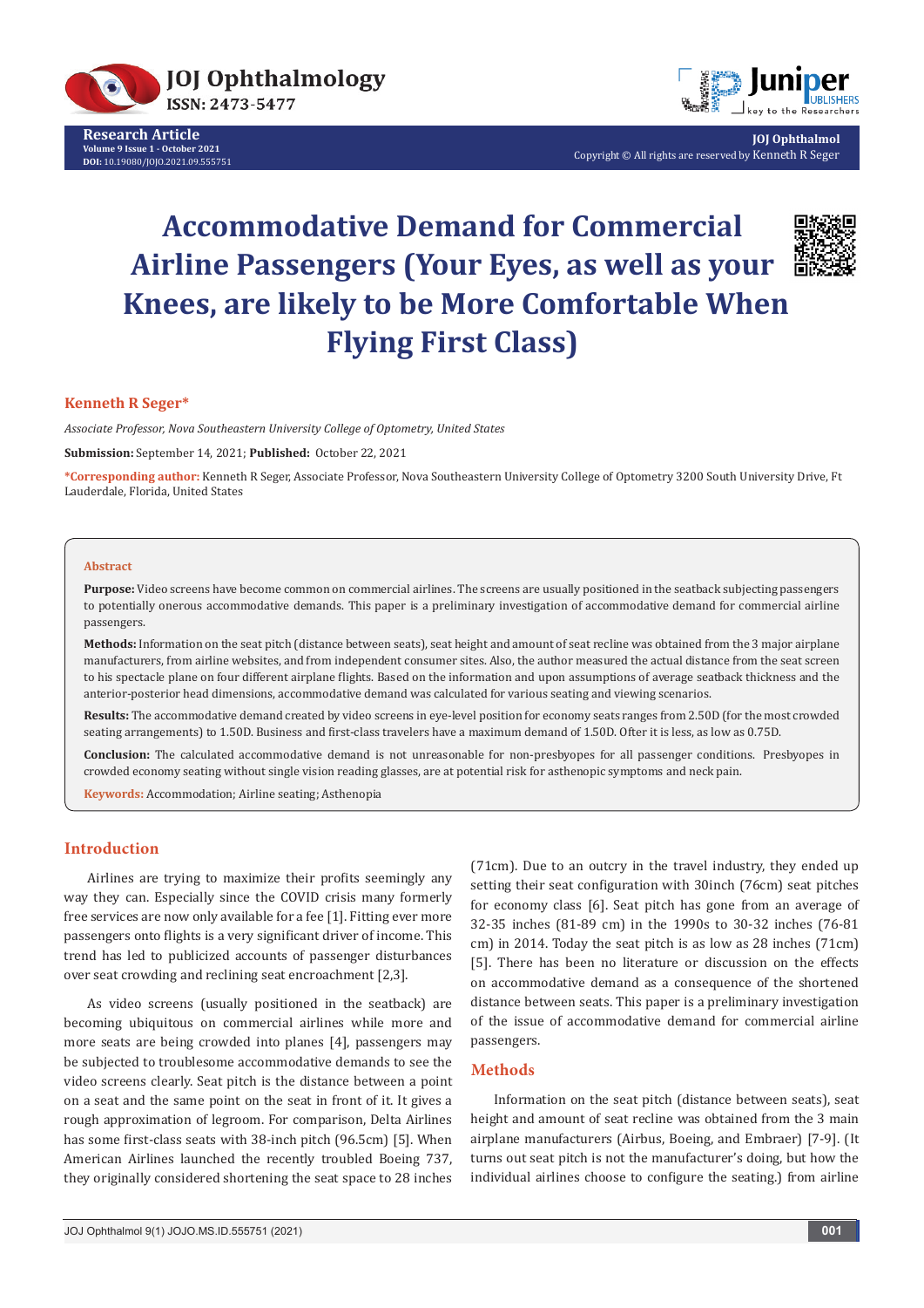# Accommodative Demand for Commercial Airline Passengers (Your Eyes, as well as your Knees, are likely to be More Comfortable When Flying First Class)

**Kenneth R Seger***

*Associate Professor, Nova Southeastern University College of Optometry, United States*

**Submission:** September 14, 2021; **Published:** October 22, 2021

***Corresponding author:** Kenneth R Seger, Associate Professor, Nova Southeastern University College of Optometry 3200 South University Drive, Ft Lauderdale, Florida, United States

### Abstract

**Purpose:** Video screens have become common on commercial airlines. The screens are usually positioned in the seatback subjecting passengers to potentially onerous accommodative demands. This paper is a preliminary investigation of accommodative demand for commercial airline passengers.

**Methods:** Information on the seat pitch (distance between seats), seat height and amount of seat recline was obtained from the 3 major airplane manufacturers, from airline websites, and from independent consumer sites. Also, the author measured the actual distance from the seat screen to his spectacle plane on four different airplane flights. Based on the information and upon assumptions of average seatback thickness and the anterior-posterior head dimensions, accommodative demand was calculated for various seating and viewing scenarios.

**Results:** The accommodative demand created by video screens in eye-level position for economy seats ranges from 2.50D (for the most crowded seating arrangements) to 1.50D. Business and first-class travelers have a maximum demand of 1.50D. Ofter it is less, as low as 0.75D.

**Conclusion:** The calculated accommodative demand is not unreasonable for non-presbyopes for all passenger conditions. Presbyopes in crowded economy seating without single vision reading glasses, are at potential risk for asthenopic symptoms and neck pain.

**Keywords:** Accommodation; Airline seating; Asthenopia

## Introduction

Airlines are trying to maximize their profits seemingly any way they can. Especially since the COVID crisis many formerly free services are now only available for a fee [1]. Fitting ever more passengers onto flights is a very significant driver of income. This trend has led to publicized accounts of passenger disturbances over seat crowding and reclining seat encroachment [2,3].

As video screens (usually positioned in the seatback) are becoming ubiquitous on commercial airlines while more and more seats are being crowded into planes [4], passengers may be subjected to troublesome accommodative demands to see the video screens clearly. Seat pitch is the distance between a point on a seat and the same point on the seat in front of it. It gives a rough approximation of legroom. For comparison, Delta Airlines has some first-class seats with 38-inch pitch (96.5cm) [5]. When American Airlines launched the recently troubled Boeing 737, they originally considered shortening the seat space to 28 inches (71cm). Due to an outcry in the travel industry, they ended up setting their seat configuration with 30inch (76cm) seat pitches for economy class [6]. Seat pitch has gone from an average of 32-35 inches (81-89 cm) in the 1990s to 30-32 inches (76-81 cm) in 2014. Today the seat pitch is as low as 28 inches (71cm) [5]. There has been no literature or discussion on the effects on accommodative demand as a consequence of the shortened distance between seats. This paper is a preliminary investigation of the issue of accommodative demand for commercial airline passengers.

## Methods

Information on the seat pitch (distance between seats), seat height and amount of seat recline was obtained from the 3 main airplane manufacturers (Airbus, Boeing, and Embraer) [7-9]. (It turns out seat pitch is not the manufacturer's doing, but how the individual airlines choose to configure the seating.) from airline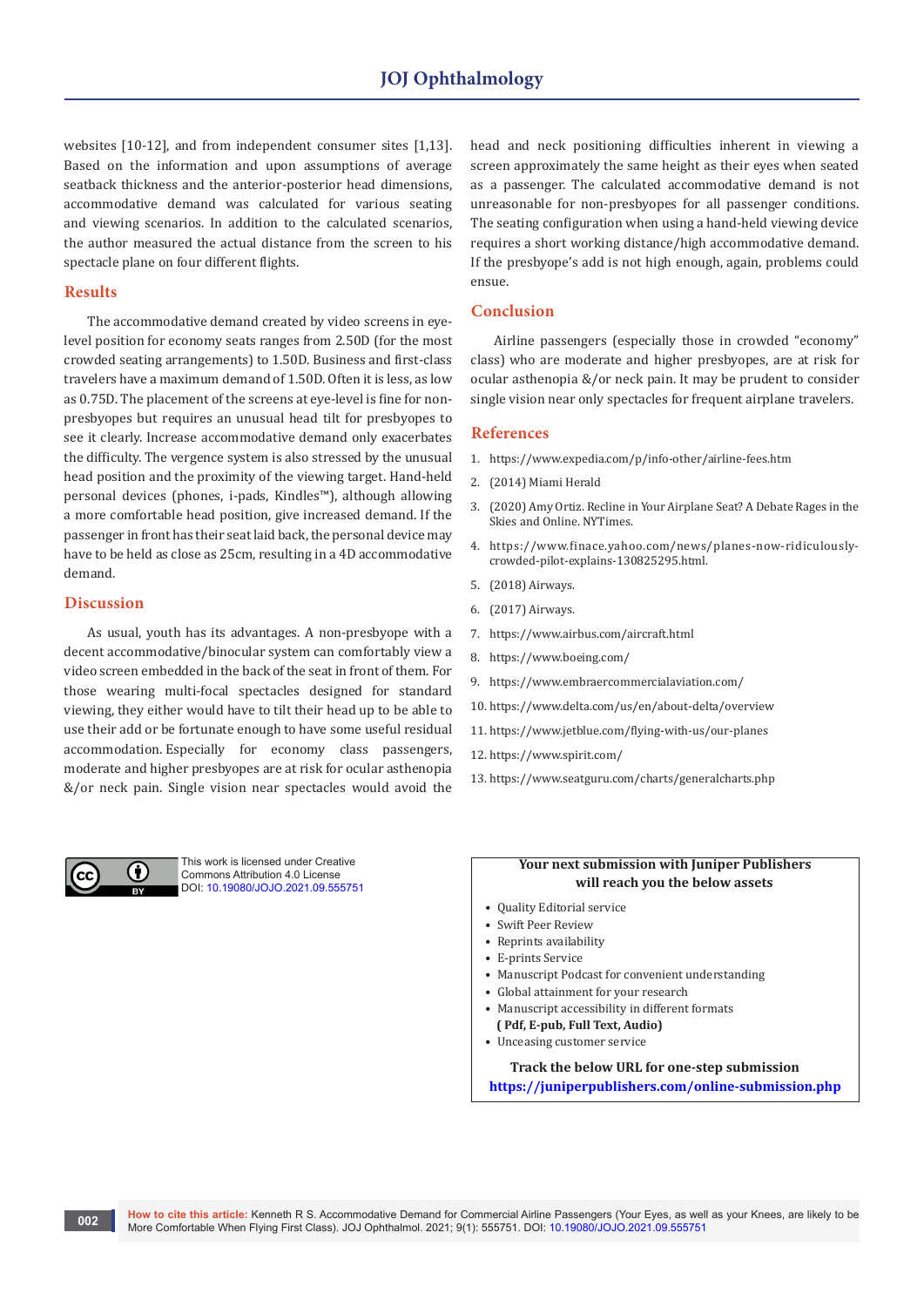websites [10-12], and from independent consumer sites [1,13]. Based on the information and upon assumptions of average seatback thickness and the anterior-posterior head dimensions, accommodative demand was calculated for various seating and viewing scenarios. In addition to the calculated scenarios, the author measured the actual distance from the screen to his spectacle plane on four different flights.

## Results

The accommodative demand created by video screens in eye-level position for economy seats ranges from 2.50D (for the most crowded seating arrangements) to 1.50D. Business and first-class travelers have a maximum demand of 1.50D. Often it is less, as low as 0.75D. The placement of the screens at eye-level is fine for non-presbyopes but requires an unusual head tilt for presbyopes to see it clearly. Increase accommodative demand only exacerbates the difficulty. The vergence system is also stressed by the unusual head position and the proximity of the viewing target. Hand-held personal devices (phones, i-pads, Kindles™), although allowing a more comfortable head position, give increased demand. If the passenger in front has their seat laid back, the personal device may have to be held as close as 25cm, resulting in a 4D accommodative demand.

## Discussion

As usual, youth has its advantages. A non-presbyope with a decent accommodative/binocular system can comfortably view a video screen embedded in the back of the seat in front of them. For those wearing multi-focal spectacles designed for standard viewing, they either would have to tilt their head up to be able to use their add or be fortunate enough to have some useful residual accommodation. Especially for economy class passengers, moderate and higher presbyopes are at risk for ocular asthenopia &/or neck pain. Single vision near spectacles would avoid the head and neck positioning difficulties inherent in viewing a screen approximately the same height as their eyes when seated as a passenger. The calculated accommodative demand is not unreasonable for non-presbyopes for all passenger conditions. The seating configuration when using a hand-held viewing device requires a short working distance/high accommodative demand. If the presbyope's add is not high enough, again, problems could ensue.

## Conclusion

Airline passengers (especially those in crowded "economy" class) who are moderate and higher presbyopes, are at risk for ocular asthenopia &/or neck pain. It may be prudent to consider single vision near only spectacles for frequent airplane travelers.

## References

1. https://www.expedia.com/p/info-other/airline-fees.htm
2. (2014) Miami Herald
3. (2020) Amy Ortiz. Recline in Your Airplane Seat? A Debate Rages in the Skies and Online. NYTimes.
4. https://www.finace.yahoo.com/news/planes-now-ridiculously-crowded-pilot-explains-130825295.html.
5. (2018) Airways.
6. (2017) Airways.
7. https://www.airbus.com/aircraft.html
8. https://www.boeing.com/
9. https://www.embraercommercialaviation.com/
10. https://www.delta.com/us/en/about-delta/overview
11. https://www.jetblue.com/flying-with-us/our-planes
12. https://www.spirit.com/
13. https://www.seatguru.com/charts/generalcharts.php

This work is licensed under Creative Commons Attribution 4.0 License
DOI: 10.19080/JOJO.2021.09.555751

**Your next submission with Juniper Publishers will reach you the below assets**

- Quality Editorial service
- Swift Peer Review
- Reprints availability
- E-prints Service
- Manuscript Podcast for convenient understanding
- Global attainment for your research
- Manuscript accessibility in different formats
  **( Pdf, E-pub, Full Text, Audio)**
- Unceasing customer service

**Track the below URL for one-step submission**
**https://juniperpublishers.com/online-submission.php**

**How to cite this article:** Kenneth R S. Accommodative Demand for Commercial Airline Passengers (Your Eyes, as well as your Knees, are likely to be More Comfortable When Flying First Class). JOJ Ophthalmol. 2021; 9(1): 555751. DOI: 10.19080/JOJO.2021.09.555751